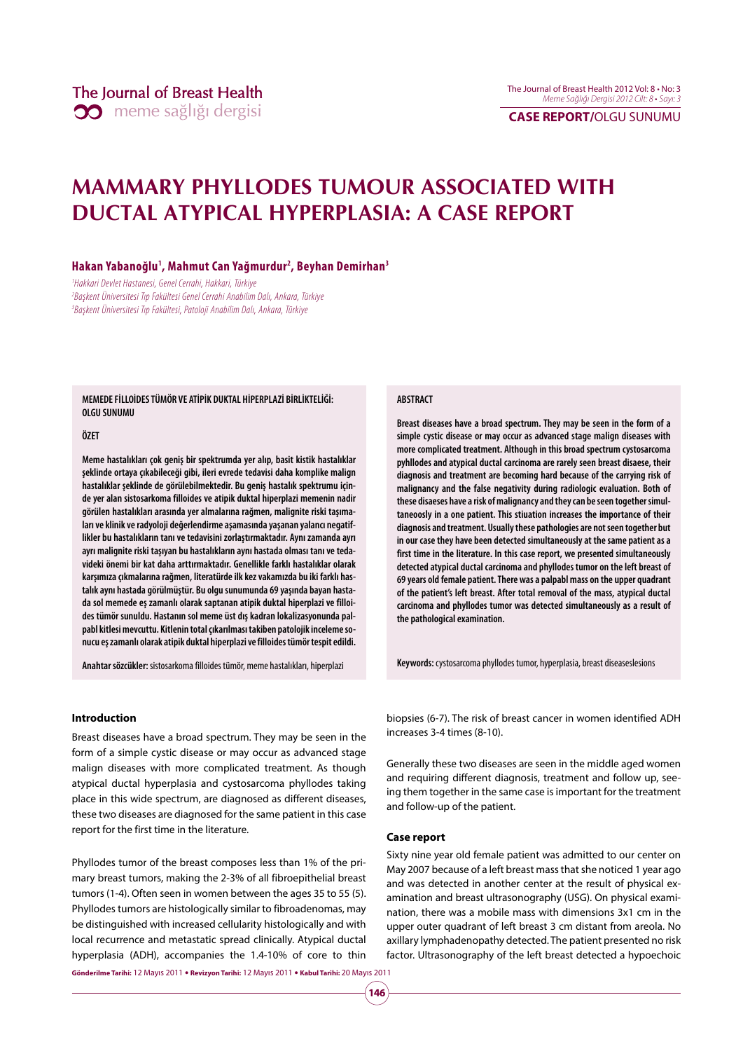# MAMMARY PHYLLODES TUMOUR ASSOCIATED WITH DUCTAL ATYPICAL HYPERPLASIA: A CASE REPORT

**Hakan Yabanoğlu[1], Mahmut Can Yağmurdur[2], Beyhan Demirhan[3]**

*[1]Hakkari Devlet Hastanesi, Genel Cerrahi, Hakkari, Türkiye*
*[2]Başkent Üniversitesi Tıp Fakültesi Genel Cerrahi Anabilim Dalı, Ankara, Türkiye*
*[3]Başkent Üniversitesi Tıp Fakültesi, Patoloji Anabilim Dalı, Ankara, Türkiye*

**MEMEDE FİLLOİDES TÜMÖR VE ATİPİK DUKTAL HİPERPLAZİ BİRLİKTELİĞİ: OLGU SUNUMU**

**ÖZET**

**Meme hastalıkları çok geniş bir spektrumda yer alıp, basit kistik hastalıklar şeklinde ortaya çıkabileceği gibi, ileri evrede tedavisi daha komplike malign hastalıklar şeklinde de görülebilmektedir. Bu geniş hastalık spektrumu içinde yer alan sistosarkoma filloides ve atipik duktal hiperplazi memenin nadir görülen hastalıkları arasında yer almalarına rağmen, malignite riski taşımaları ve klinik ve radyoloji değerlendirme aşamasında yaşanan yalancı negatiflikler bu hastalıkların tanı ve tedavisini zorlaştırmaktadır. Aynı zamanda ayrı ayrı malignite riski taşıyan bu hastalıkların aynı hastada olması tanı ve tedavideki önemi bir kat daha arttırmaktadır. Genellikle farklı hastalıklar olarak karşımıza çıkmalarına rağmen, literatürde ilk kez vakamızda bu iki farklı hastalık aynı hastada görülmüştür. Bu olgu sunumunda 69 yaşında bayan hastada sol memede eş zamanlı olarak saptanan atipik duktal hiperplazi ve filloides tümör sunuldu. Hastanın sol meme üst dış kadran lokalizasyonunda palpabl kitlesi mevcuttu. Kitlenin total çıkarılması takiben patolojik inceleme sonucu eş zamanlı olarak atipik duktal hiperplazi ve filloides tümör tespit edildi.**

**Anahtar sözcükler:** sistosarkoma filloides tümör, meme hastalıkları, hiperplazi

**ABSTRACT**

**Breast diseases have a broad spectrum. They may be seen in the form of a simple cystic disease or may occur as advanced stage malign diseases with more complicated treatment. Although in this broad spectrum cystosarcoma pyhllodes and atypical ductal carcinoma are rarely seen breast disaese, their diagnosis and treatment are becoming hard because of the carrying risk of malignancy and the false negativity during radiologic evaluation. Both of these disaeses have a risk of malignancy and they can be seen together simultaneoosly in a one patient. This stiuation increases the importance of their diagnosis and treatment. Usually these pathologies are not seen together but in our case they have been detected simultaneously at the same patient as a first time in the literature. In this case report, we presented simultaneously detected atypical ductal carcinoma and phyllodes tumor on the left breast of 69 years old female patient. There was a palpabl mass on the upper quadrant of the patient's left breast. After total removal of the mass, atypical ductal carcinoma and phyllodes tumor was detected simultaneously as a result of the pathological examination.**

**Keywords:** cystosarcoma phyllodes tumor, hyperplasia, breast diseaseslesions

### Introduction

Breast diseases have a broad spectrum. They may be seen in the form of a simple cystic disease or may occur as advanced stage malign diseases with more complicated treatment. As though atypical ductal hyperplasia and cystosarcoma phyllodes taking place in this wide spectrum, are diagnosed as different diseases, these two diseases are diagnosed for the same patient in this case report for the first time in the literature.

Phyllodes tumor of the breast composes less than 1% of the primary breast tumors, making the 2-3% of all fibroepithelial breast tumors (1-4). Often seen in women between the ages 35 to 55 (5). Phyllodes tumors are histologically similar to fibroadenomas, may be distinguished with increased cellularity histologically and with local recurrence and metastatic spread clinically. Atypical ductal hyperplasia (ADH), accompanies the 1.4-10% of core to thin biopsies (6-7). The risk of breast cancer in women identified ADH increases 3-4 times (8-10).

Generally these two diseases are seen in the middle aged women and requiring different diagnosis, treatment and follow up, seeing them together in the same case is important for the treatment and follow-up of the patient.

### Case report

Sixty nine year old female patient was admitted to our center on May 2007 because of a left breast mass that she noticed 1 year ago and was detected in another center at the result of physical examination and breast ultrasonography (USG). On physical examination, there was a mobile mass with dimensions 3x1 cm in the upper outer quadrant of left breast 3 cm distant from areola. No axillary lymphadenopathy detected. The patient presented no risk factor. Ultrasonography of the left breast detected a hypoechoic

**Gönderilme Tarihi:** 12 Mayıs 2011 • **Revizyon Tarihi:** 12 Mayıs 2011 • **Kabul Tarihi:** 20 Mayıs 2011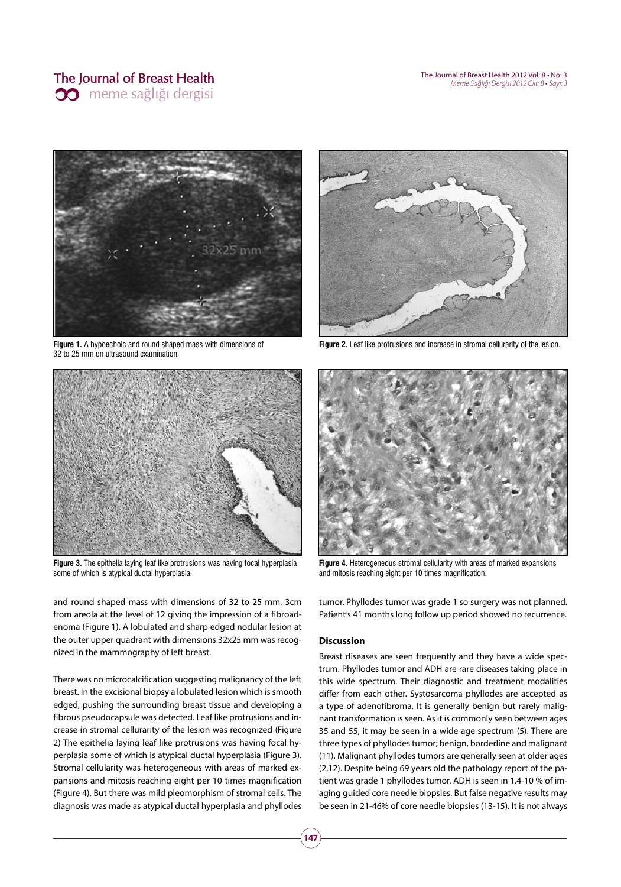Figure 1. A hypoechoic and round shaped mass with dimensions of 32 to 25 mm on ultrasound examination.

Figure 2. Leaf like protrusions and increase in stromal cellurarity of the lesion.

Figure 3. The epithelia laying leaf like protrusions was having focal hyperplasia some of which is atypical ductal hyperplasia.

Figure 4. Heterogeneous stromal cellularity with areas of marked expansions and mitosis reaching eight per 10 times magnification.

and round shaped mass with dimensions of 32 to 25 mm, 3cm from areola at the level of 12 giving the impression of a fibroadenoma (Figure 1). A lobulated and sharp edged nodular lesion at the outer upper quadrant with dimensions 32x25 mm was recognized in the mammography of left breast.

There was no microcalcification suggesting malignancy of the left breast. In the excisional biopsy a lobulated lesion which is smooth edged, pushing the surrounding breast tissue and developing a fibrous pseudocapsule was detected. Leaf like protrusions and increase in stromal cellurarity of the lesion was recognized (Figure 2) The epithelia laying leaf like protrusions was having focal hyperplasia some of which is atypical ductal hyperplasia (Figure 3). Stromal cellularity was heterogeneous with areas of marked expansions and mitosis reaching eight per 10 times magnification (Figure 4). But there was mild pleomorphism of stromal cells. The diagnosis was made as atypical ductal hyperplasia and phyllodes tumor. Phyllodes tumor was grade 1 so surgery was not planned. Patient's 41 months long follow up period showed no recurrence.

## Discussion

Breast diseases are seen frequently and they have a wide spectrum. Phyllodes tumor and ADH are rare diseases taking place in this wide spectrum. Their diagnostic and treatment modalities differ from each other. Systosarcoma phyllodes are accepted as a type of adenofibroma. It is generally benign but rarely malignant transformation is seen. As it is commonly seen between ages 35 and 55, it may be seen in a wide age spectrum (5). There are three types of phyllodes tumor; benign, borderline and malignant (11). Malignant phyllodes tumors are generally seen at older ages (2,12). Despite being 69 years old the pathology report of the patient was grade 1 phyllodes tumor. ADH is seen in 1.4-10 % of imaging guided core needle biopsies. But false negative results may be seen in 21-46% of core needle biopsies (13-15). It is not always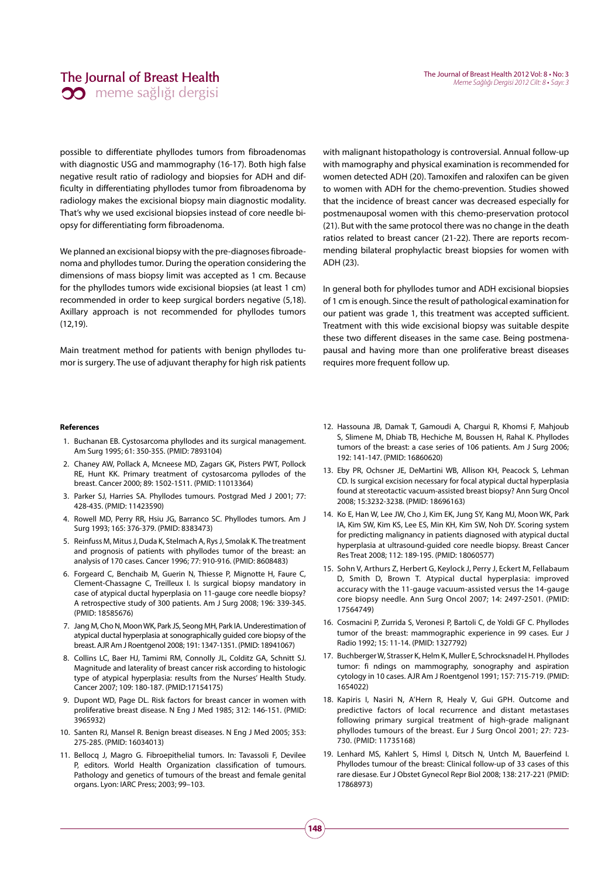possible to differentiate phyllodes tumors from fibroadenomas with diagnostic USG and mammography (16-17). Both high false negative result ratio of radiology and biopsies for ADH and difficulty in differentiating phyllodes tumor from fibroadenoma by radiology makes the excisional biopsy main diagnostic modality. That's why we used excisional biopsies instead of core needle biopsy for differentiating form fibroadenoma.

We planned an excisional biopsy with the pre-diagnoses fibroadenoma and phyllodes tumor. During the operation considering the dimensions of mass biopsy limit was accepted as 1 cm. Because for the phyllodes tumors wide excisional biopsies (at least 1 cm) recommended in order to keep surgical borders negative (5,18). Axillary approach is not recommended for phyllodes tumors (12,19).

Main treatment method for patients with benign phyllodes tumor is surgery. The use of adjuvant theraphy for high risk patients with malignant histopathology is controversial. Annual follow-up with mamography and physical examination is recommended for women detected ADH (20). Tamoxifen and raloxifen can be given to women with ADH for the chemo-prevention. Studies showed that the incidence of breast cancer was decreased especially for postmenauposal women with this chemo-preservation protocol (21). But with the same protocol there was no change in the death ratios related to breast cancer (21-22). There are reports recommending bilateral prophylactic breast biopsies for women with ADH (23).

In general both for phyllodes tumor and ADH excisional biopsies of 1 cm is enough. Since the result of pathological examination for our patient was grade 1, this treatment was accepted sufficient. Treatment with this wide excisional biopsy was suitable despite these two different diseases in the same case. Being postmenapausal and having more than one proliferative breast diseases requires more frequent follow up.

#### References

1. Buchanan EB. Cystosarcoma phyllodes and its surgical management. Am Surg 1995; 61: 350-355. (PMID: 7893104)
2. Chaney AW, Pollack A, Mcneese MD, Zagars GK, Pisters PWT, Pollock RE, Hunt KK. Primary treatment of cystosarcoma pyllodes of the breast. Cancer 2000; 89: 1502-1511. (PMID: 11013364)
3. Parker SJ, Harries SA. Phyllodes tumours. Postgrad Med J 2001; 77: 428-435. (PMID: 11423590)
4. Rowell MD, Perry RR, Hsiu JG, Barranco SC. Phyllodes tumors. Am J Surg 1993; 165: 376-379. (PMID: 8383473)
5. Reinfuss M, Mitus J, Duda K, Stelmach A, Rys J, Smolak K. The treatment and prognosis of patients with phyllodes tumor of the breast: an analysis of 170 cases. Cancer 1996; 77: 910-916. (PMID: 8608483)
6. Forgeard C, Benchaib M, Guerin N, Thiesse P, Mignotte H, Faure C, Clement-Chassagne C, Treilleux I. Is surgical biopsy mandatory in case of atypical ductal hyperplasia on 11-gauge core needle biopsy? A retrospective study of 300 patients. Am J Surg 2008; 196: 339-345. (PMID: 18585676)
7. Jang M, Cho N, Moon WK, Park JS, Seong MH, Park IA. Underestimation of atypical ductal hyperplasia at sonographically guided core biopsy of the breast. AJR Am J Roentgenol 2008; 191: 1347-1351. (PMID: 18941067)
8. Collins LC, Baer HJ, Tamimi RM, Connolly JL, Colditz GA, Schnitt SJ. Magnitude and laterality of breast cancer risk according to histologic type of atypical hyperplasia: results from the Nurses' Health Study. Cancer 2007; 109: 180-187. (PMID:17154175)
9. Dupont WD, Page DL. Risk factors for breast cancer in women with proliferative breast disease. N Eng J Med 1985; 312: 146-151. (PMID: 3965932)
10. Santen RJ, Mansel R. Benign breast diseases. N Eng J Med 2005; 353: 275-285. (PMID: 16034013)
11. Bellocq J, Magro G. Fibroepithelial tumors. In: Tavassoli F, Devilee P, editors. World Health Organization classification of tumours. Pathology and genetics of tumours of the breast and female genital organs. Lyon: IARC Press; 2003; 99–103.
12. Hassouna JB, Damak T, Gamoudi A, Chargui R, Khomsi F, Mahjoub S, Slimene M, Dhiab TB, Hechiche M, Boussen H, Rahal K. Phyllodes tumors of the breast: a case series of 106 patients. Am J Surg 2006; 192: 141-147. (PMID: 16860620)
13. Eby PR, Ochsner JE, DeMartini WB, Allison KH, Peacock S, Lehman CD. Is surgical excision necessary for focal atypical ductal hyperplasia found at stereotactic vacuum-assisted breast biopsy? Ann Surg Oncol 2008; 15:3232-3238. (PMID: 18696163)
14. Ko E, Han W, Lee JW, Cho J, Kim EK, Jung SY, Kang MJ, Moon WK, Park IA, Kim SW, Kim KS, Lee ES, Min KH, Kim SW, Noh DY. Scoring system for predicting malignancy in patients diagnosed with atypical ductal hyperplasia at ultrasound-guided core needle biopsy. Breast Cancer Res Treat 2008; 112: 189-195. (PMID: 18060577)
15. Sohn V, Arthurs Z, Herbert G, Keylock J, Perry J, Eckert M, Fellabaum D, Smith D, Brown T. Atypical ductal hyperplasia: improved accuracy with the 11-gauge vacuum-assisted versus the 14-gauge core biopsy needle. Ann Surg Oncol 2007; 14: 2497-2501. (PMID: 17564749)
16. Cosmacini P, Zurrida S, Veronesi P, Bartoli C, de Yoldi GF C. Phyllodes tumor of the breast: mammographic experience in 99 cases. Eur J Radio 1992; 15: 11-14. (PMID: 1327792)
17. Buchberger W, Strasser K, Helm K, Muller E, Schrocksnadel H. Phyllodes tumor: fi ndings on mammography, sonography and aspiration cytology in 10 cases. AJR Am J Roentgenol 1991; 157: 715-719. (PMID: 1654022)
18. Kapiris I, Nasiri N, A'Hern R, Healy V, Gui GPH. Outcome and predictive factors of local recurrence and distant metastases following primary surgical treatment of high-grade malignant phyllodes tumours of the breast. Eur J Surg Oncol 2001; 27: 723-730. (PMID: 11735168)
19. Lenhard MS, Kahlert S, Himsl I, Ditsch N, Untch M, Bauerfeind I. Phyllodes tumour of the breast: Clinical follow-up of 33 cases of this rare disease. Eur J Obstet Gynecol Repr Biol 2008; 138: 217-221 (PMID: 17868973)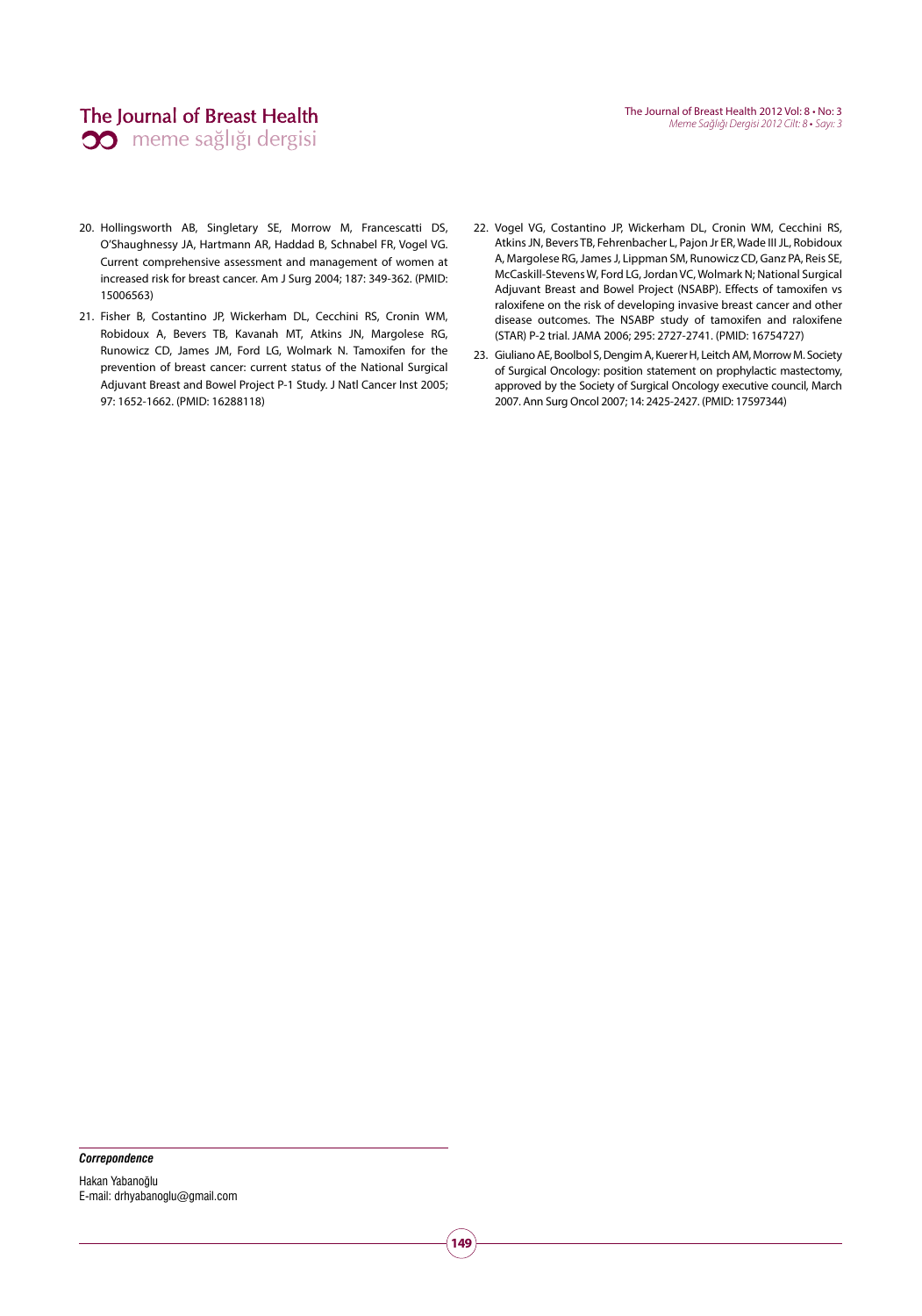20. Hollingsworth AB, Singletary SE, Morrow M, Francescatti DS, O'Shaughnessy JA, Hartmann AR, Haddad B, Schnabel FR, Vogel VG. Current comprehensive assessment and management of women at increased risk for breast cancer. Am J Surg 2004; 187: 349-362. (PMID: 15006563)
21. Fisher B, Costantino JP, Wickerham DL, Cecchini RS, Cronin WM, Robidoux A, Bevers TB, Kavanah MT, Atkins JN, Margolese RG, Runowicz CD, James JM, Ford LG, Wolmark N. Tamoxifen for the prevention of breast cancer: current status of the National Surgical Adjuvant Breast and Bowel Project P-1 Study. J Natl Cancer Inst 2005; 97: 1652-1662. (PMID: 16288118)
22. Vogel VG, Costantino JP, Wickerham DL, Cronin WM, Cecchini RS, Atkins JN, Bevers TB, Fehrenbacher L, Pajon Jr ER, Wade III JL, Robidoux A, Margolese RG, James J, Lippman SM, Runowicz CD, Ganz PA, Reis SE, McCaskill-Stevens W, Ford LG, Jordan VC, Wolmark N; National Surgical Adjuvant Breast and Bowel Project (NSABP). Effects of tamoxifen vs raloxifene on the risk of developing invasive breast cancer and other disease outcomes. The NSABP study of tamoxifen and raloxifene (STAR) P-2 trial. JAMA 2006; 295: 2727-2741. (PMID: 16754727)
23. Giuliano AE, Boolbol S, Dengim A, Kuerer H, Leitch AM, Morrow M. Society of Surgical Oncology: position statement on prophylactic mastectomy, approved by the Society of Surgical Oncology executive council, March 2007. Ann Surg Oncol 2007; 14: 2425-2427. (PMID: 17597344)

***Correpondence***

Hakan Yabanoğlu
E-mail: drhyabanoglu@gmail.com